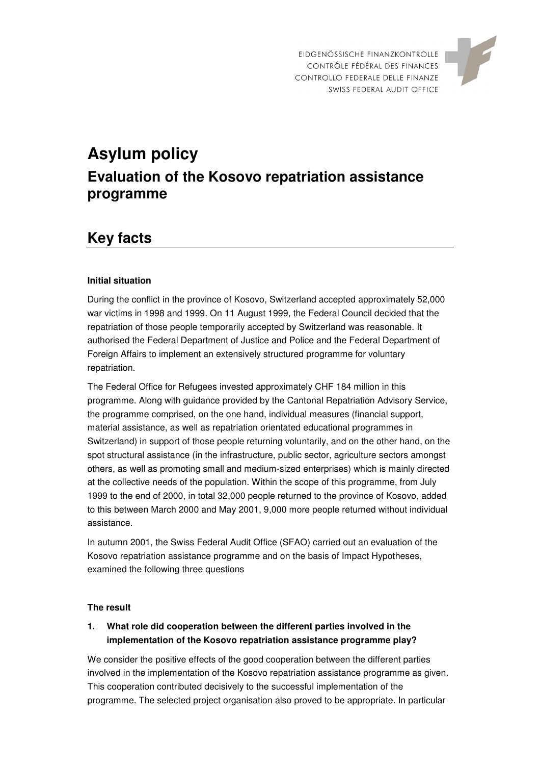EIDGENÖSSISCHE FINANZKONTROLLE
CONTRÔLE FÉDÉRAL DES FINANCES
CONTROLLO FEDERALE DELLE FINANZE
SWISS FEDERAL AUDIT OFFICE

# Asylum policy

## Evaluation of the Kosovo repatriation assistance programme

## Key facts

**Initial situation**

During the conflict in the province of Kosovo, Switzerland accepted approximately 52,000 war victims in 1998 and 1999. On 11 August 1999, the Federal Council decided that the repatriation of those people temporarily accepted by Switzerland was reasonable. It authorised the Federal Department of Justice and Police and the Federal Department of Foreign Affairs to implement an extensively structured programme for voluntary repatriation.

The Federal Office for Refugees invested approximately CHF 184 million in this programme. Along with guidance provided by the Cantonal Repatriation Advisory Service, the programme comprised, on the one hand, individual measures (financial support, material assistance, as well as repatriation orientated educational programmes in Switzerland) in support of those people returning voluntarily, and on the other hand, on the spot structural assistance (in the infrastructure, public sector, agriculture sectors amongst others, as well as promoting small and medium-sized enterprises) which is mainly directed at the collective needs of the population. Within the scope of this programme, from July 1999 to the end of 2000, in total 32,000 people returned to the province of Kosovo, added to this between March 2000 and May 2001, 9,000 more people returned without individual assistance.

In autumn 2001, the Swiss Federal Audit Office (SFAO) carried out an evaluation of the Kosovo repatriation assistance programme and on the basis of Impact Hypotheses, examined the following three questions

**The result**

1. **What role did cooperation between the different parties involved in the implementation of the Kosovo repatriation assistance programme play?**

We consider the positive effects of the good cooperation between the different parties involved in the implementation of the Kosovo repatriation assistance programme as given. This cooperation contributed decisively to the successful implementation of the programme. The selected project organisation also proved to be appropriate. In particular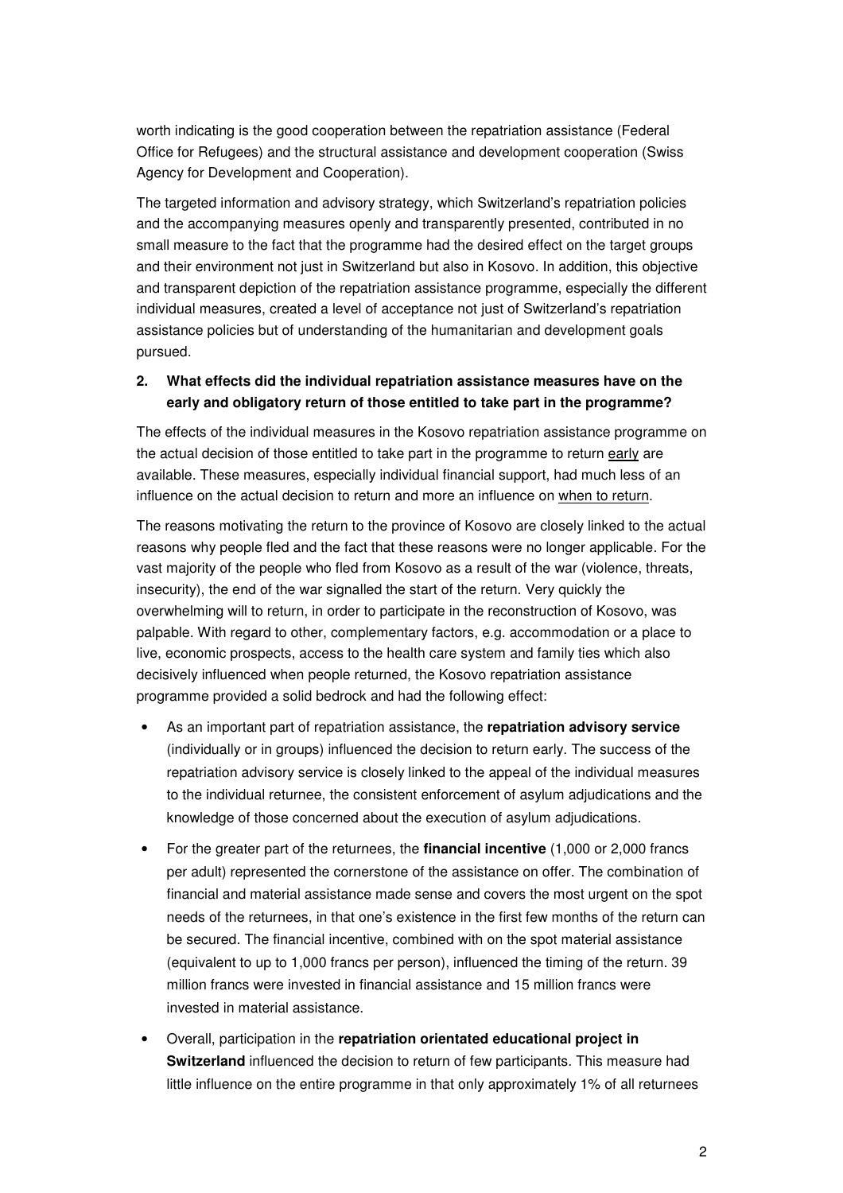worth indicating is the good cooperation between the repatriation assistance (Federal Office for Refugees) and the structural assistance and development cooperation (Swiss Agency for Development and Cooperation).

The targeted information and advisory strategy, which Switzerland's repatriation policies and the accompanying measures openly and transparently presented, contributed in no small measure to the fact that the programme had the desired effect on the target groups and their environment not just in Switzerland but also in Kosovo. In addition, this objective and transparent depiction of the repatriation assistance programme, especially the different individual measures, created a level of acceptance not just of Switzerland's repatriation assistance policies but of understanding of the humanitarian and development goals pursued.

**2. What effects did the individual repatriation assistance measures have on the early and obligatory return of those entitled to take part in the programme?**

The effects of the individual measures in the Kosovo repatriation assistance programme on the actual decision of those entitled to take part in the programme to return early are available. These measures, especially individual financial support, had much less of an influence on the actual decision to return and more an influence on when to return.

The reasons motivating the return to the province of Kosovo are closely linked to the actual reasons why people fled and the fact that these reasons were no longer applicable. For the vast majority of the people who fled from Kosovo as a result of the war (violence, threats, insecurity), the end of the war signalled the start of the return. Very quickly the overwhelming will to return, in order to participate in the reconstruction of Kosovo, was palpable. With regard to other, complementary factors, e.g. accommodation or a place to live, economic prospects, access to the health care system and family ties which also decisively influenced when people returned, the Kosovo repatriation assistance programme provided a solid bedrock and had the following effect:

- As an important part of repatriation assistance, the **repatriation advisory service** (individually or in groups) influenced the decision to return early. The success of the repatriation advisory service is closely linked to the appeal of the individual measures to the individual returnee, the consistent enforcement of asylum adjudications and the knowledge of those concerned about the execution of asylum adjudications.
- For the greater part of the returnees, the **financial incentive** (1,000 or 2,000 francs per adult) represented the cornerstone of the assistance on offer. The combination of financial and material assistance made sense and covers the most urgent on the spot needs of the returnees, in that one's existence in the first few months of the return can be secured. The financial incentive, combined with on the spot material assistance (equivalent to up to 1,000 francs per person), influenced the timing of the return. 39 million francs were invested in financial assistance and 15 million francs were invested in material assistance.
- Overall, participation in the **repatriation orientated educational project in Switzerland** influenced the decision to return of few participants. This measure had little influence on the entire programme in that only approximately 1% of all returnees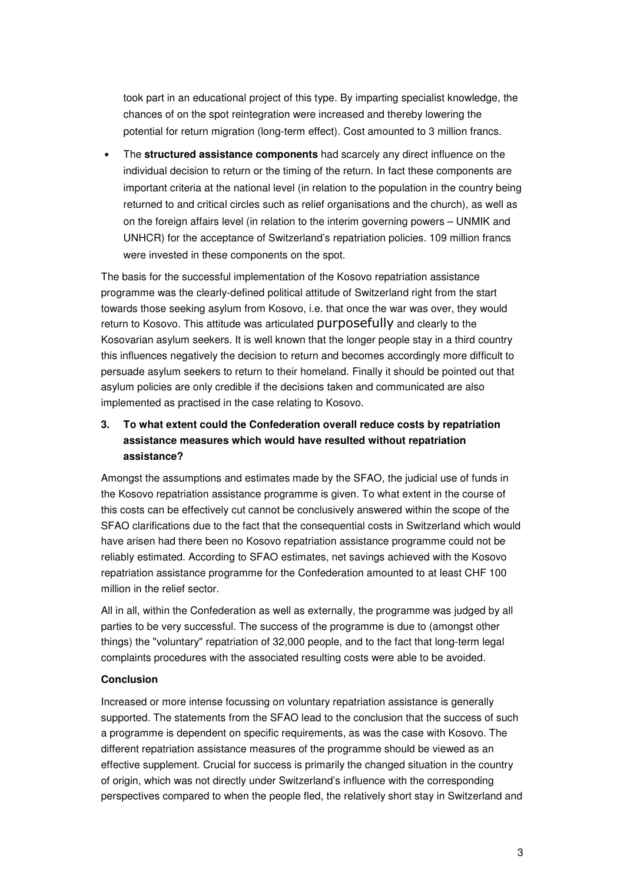took part in an educational project of this type. By imparting specialist knowledge, the chances of on the spot reintegration were increased and thereby lowering the potential for return migration (long-term effect). Cost amounted to 3 million francs.

- The **structured assistance components** had scarcely any direct influence on the individual decision to return or the timing of the return. In fact these components are important criteria at the national level (in relation to the population in the country being returned to and critical circles such as relief organisations and the church), as well as on the foreign affairs level (in relation to the interim governing powers – UNMIK and UNHCR) for the acceptance of Switzerland's repatriation policies. 109 million francs were invested in these components on the spot.

The basis for the successful implementation of the Kosovo repatriation assistance programme was the clearly-defined political attitude of Switzerland right from the start towards those seeking asylum from Kosovo, i.e. that once the war was over, they would return to Kosovo. This attitude was articulated purposefully and clearly to the Kosovarian asylum seekers. It is well known that the longer people stay in a third country this influences negatively the decision to return and becomes accordingly more difficult to persuade asylum seekers to return to their homeland. Finally it should be pointed out that asylum policies are only credible if the decisions taken and communicated are also implemented as practised in the case relating to Kosovo.

### 3. To what extent could the Confederation overall reduce costs by repatriation assistance measures which would have resulted without repatriation assistance?

Amongst the assumptions and estimates made by the SFAO, the judicial use of funds in the Kosovo repatriation assistance programme is given. To what extent in the course of this costs can be effectively cut cannot be conclusively answered within the scope of the SFAO clarifications due to the fact that the consequential costs in Switzerland which would have arisen had there been no Kosovo repatriation assistance programme could not be reliably estimated. According to SFAO estimates, net savings achieved with the Kosovo repatriation assistance programme for the Confederation amounted to at least CHF 100 million in the relief sector.

All in all, within the Confederation as well as externally, the programme was judged by all parties to be very successful. The success of the programme is due to (amongst other things) the "voluntary" repatriation of 32,000 people, and to the fact that long-term legal complaints procedures with the associated resulting costs were able to be avoided.

**Conclusion**

Increased or more intense focussing on voluntary repatriation assistance is generally supported. The statements from the SFAO lead to the conclusion that the success of such a programme is dependent on specific requirements, as was the case with Kosovo. The different repatriation assistance measures of the programme should be viewed as an effective supplement. Crucial for success is primarily the changed situation in the country of origin, which was not directly under Switzerland's influence with the corresponding perspectives compared to when the people fled, the relatively short stay in Switzerland and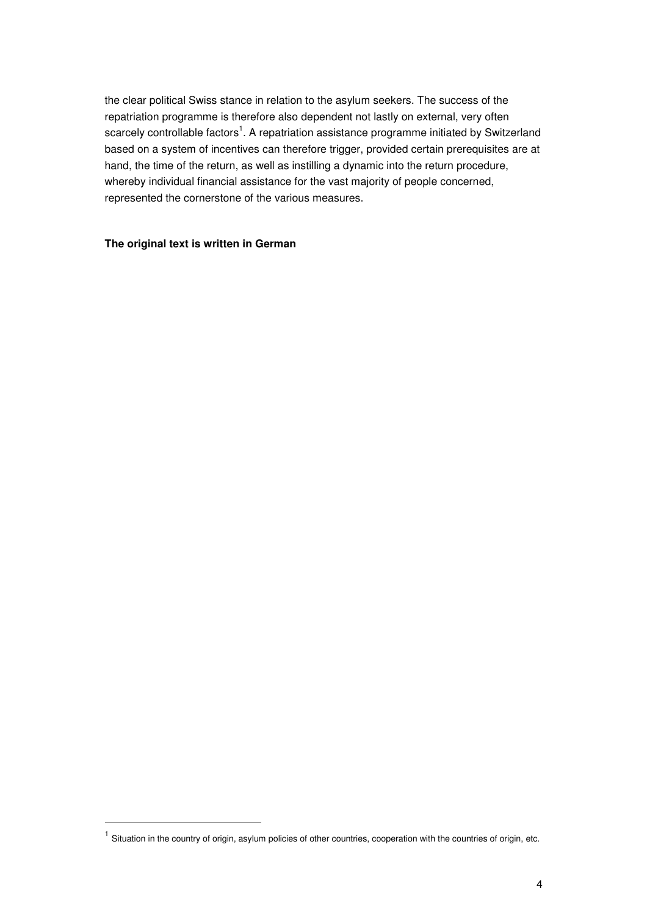the clear political Swiss stance in relation to the asylum seekers. The success of the repatriation programme is therefore also dependent not lastly on external, very often scarcely controllable factors[1]. A repatriation assistance programme initiated by Switzerland based on a system of incentives can therefore trigger, provided certain prerequisites are at hand, the time of the return, as well as instilling a dynamic into the return procedure, whereby individual financial assistance for the vast majority of people concerned, represented the cornerstone of the various measures.

**The original text is written in German**

[1] Situation in the country of origin, asylum policies of other countries, cooperation with the countries of origin, etc.